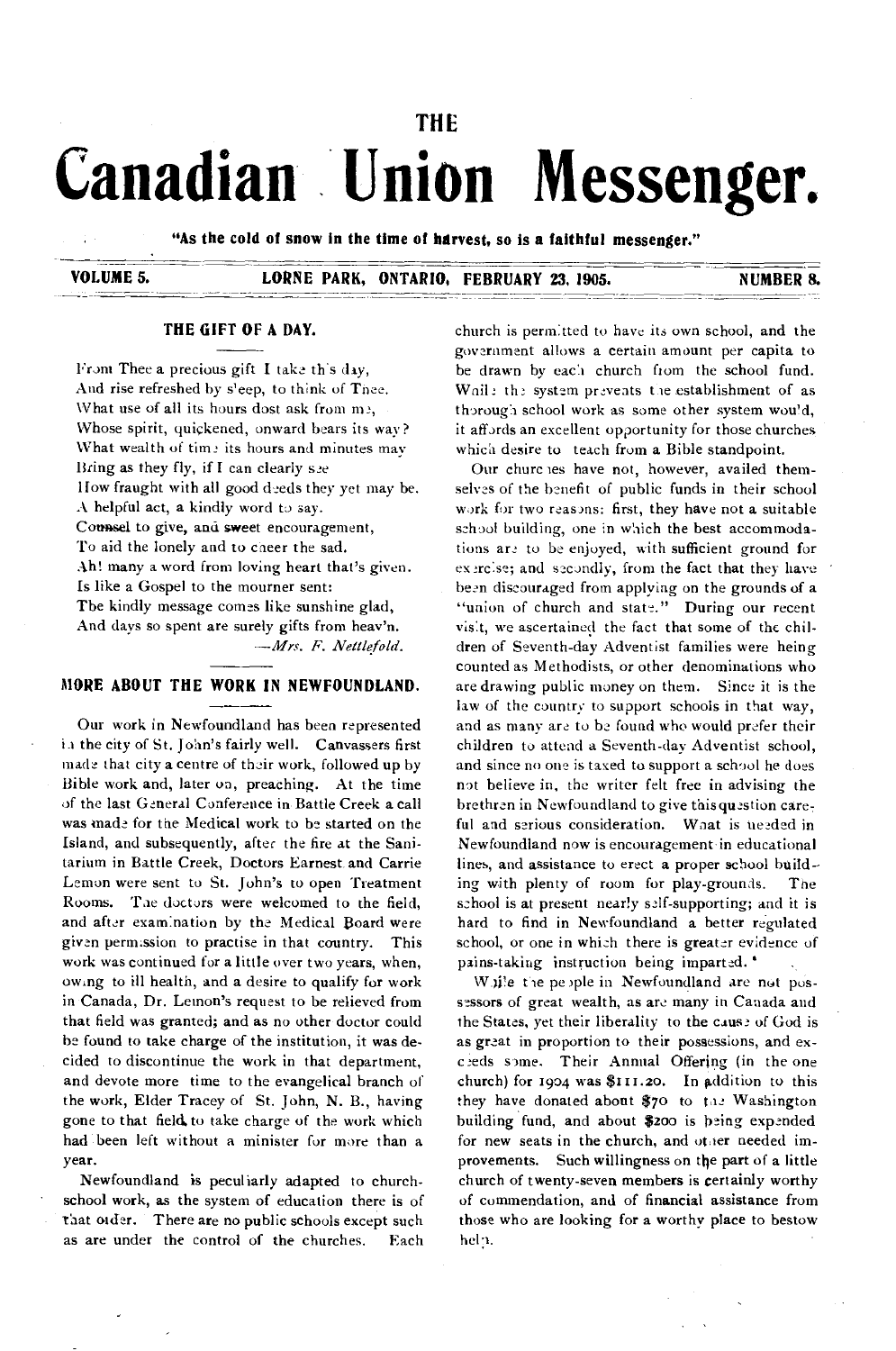THE

# Canadian Union Messenger.

**"As the cold of snow in the time of harvest, so is a faithful messenger."**

**VOLUME 5. LORNE PARK, ONTARIO, FEBRUARY 23, 1905. NUMBER 8.**

## THE GIFT OF A DAY.

From Thee a precious gift I take this day,
And rise refreshed by sleep, to think of Thee.
What use of all its hours dost ask from me,
Whose spirit, quickened, onward bears its way?
What wealth of time its hours and minutes may
Bring as they fly, if I can clearly see
How fraught with all good deeds they yet may be.
A helpful act, a kindly word to say.
Counsel to give, and sweet encouragement,
To aid the lonely and to cheer the sad.
Ah! many a word from loving heart that's given.
Is like a Gospel to the mourner sent:
The kindly message comes like sunshine glad,
And days so spent are surely gifts from heav'n.

—*Mrs. F. Nettlefold.*

## MORE ABOUT THE WORK IN NEWFOUNDLAND.

Our work in Newfoundland has been represented in the city of St. John's fairly well. Canvassers first made that city a centre of their work, followed up by Bible work and, later on, preaching. At the time of the last General Conference in Battle Creek a call was made for the Medical work to be started on the Island, and subsequently, after the fire at the Sanitarium in Battle Creek, Doctors Earnest and Carrie Lemon were sent to St. John's to open Treatment Rooms. The doctors were welcomed to the field, and after examination by the Medical Board were given permission to practise in that country. This work was continued for a little over two years, when, owing to ill health, and a desire to qualify for work in Canada, Dr. Lemon's request to be relieved from that field was granted; and as no other doctor could be found to take charge of the institution, it was decided to discontinue the work in that department, and devote more time to the evangelical branch of the work, Elder Tracey of St. John, N. B., having gone to that field to take charge of the work which had been left without a minister for more than a year.

Newfoundland is peculiarly adapted to church-school work, as the system of education there is of that order. There are no public schools except such as are under the control of the churches. Each church is permitted to have its own school, and the government allows a certain amount per capita to be drawn by each church from the school fund. While the system prevents the establishment of as thorough school work as some other system would, it affords an excellent opportunity for those churches which desire to teach from a Bible standpoint.

Our churches have not, however, availed themselves of the benefit of public funds in their school work for two reasons: first, they have not a suitable school building, one in which the best accommodations are to be enjoyed, with sufficient ground for exercise; and secondly, from the fact that they have been discouraged from applying on the grounds of a "union of church and state." During our recent visit, we ascertained the fact that some of the children of Seventh-day Adventist families were heing counted as Methodists, or other denominations who are drawing public money on them. Since it is the law of the country to support schools in that way, and as many are to be found who would prefer their children to attend a Seventh-day Adventist school, and since no one is taxed to support a school he does not believe in, the writer felt free in advising the brethren in Newfoundland to give this question careful and serious consideration. What is needed in Newfoundland now is encouragement in educational lines, and assistance to erect a proper school building with plenty of room for play-grounds. The school is at present nearly self-supporting; and it is hard to find in Newfoundland a better regulated school, or one in which there is greater evidence of pains-taking instruction being imparted.

While the people in Newfoundland are not possessors of great wealth, as are many in Canada and the States, yet their liberality to the cause of God is as great in proportion to their possessions, and exceeds some. Their Annual Offering (in the one church) for 1904 was $111.20. In addition to this they have donated about $70 to the Washington building fund, and about $200 is being expended for new seats in the church, and other needed improvements. Such willingness on the part of a little church of twenty-seven members is certainly worthy of commendation, and of financial assistance from those who are looking for a worthy place to bestow help.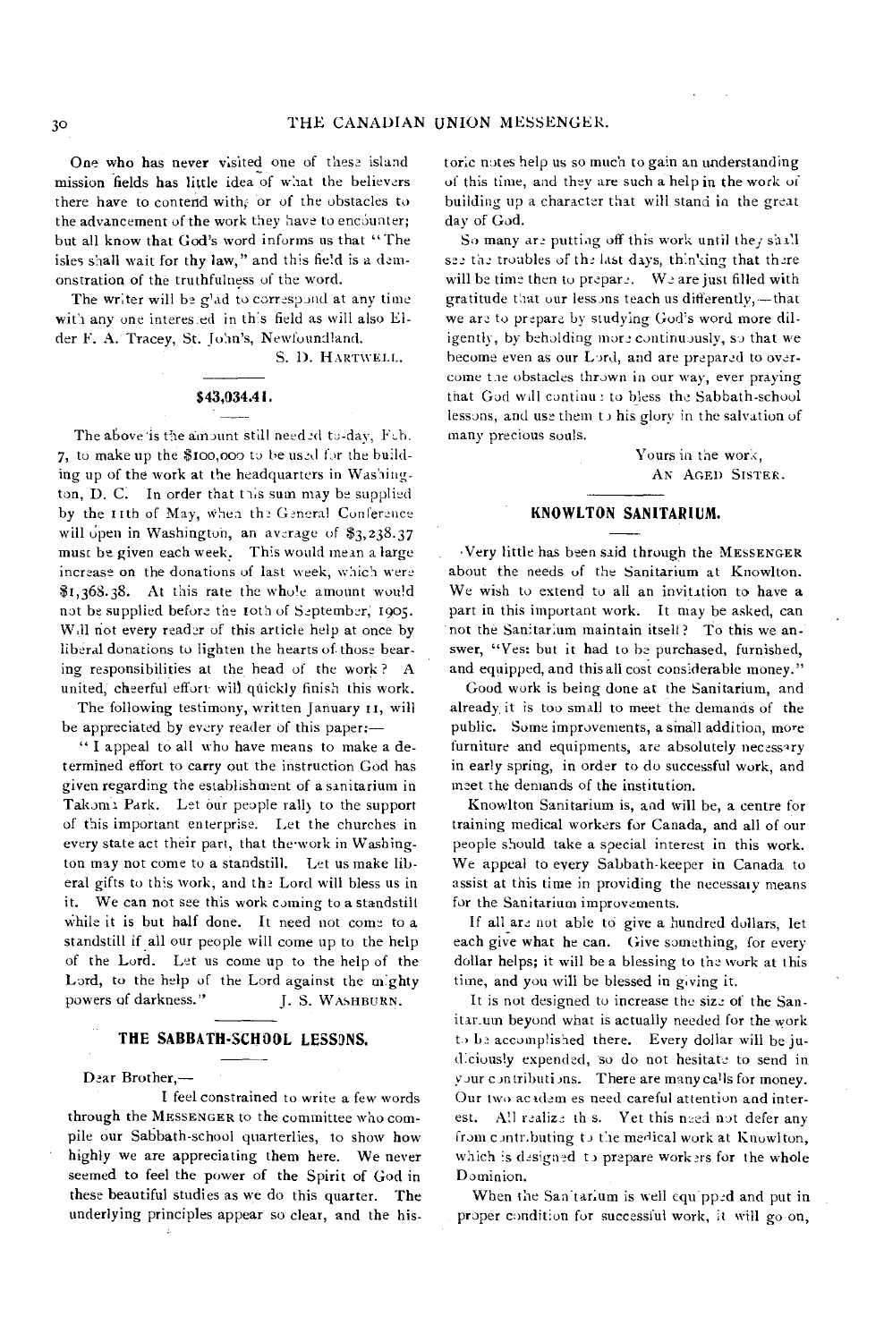One who has never visited one of these island mission fields has little idea of what the believers there have to contend with, or of the obstacles to the advancement of the work they have to encounter; but all know that God's word informs us that "The isles shall wait for thy law," and this field is a demonstration of the truthfulness of the word.

The writer will be glad to correspond at any time with any one interested in this field as will also Elder F. A. Tracey, St. John's, Newfoundland.

S. D. HARTWELL.

## $43,034.41.

The above is the amount still needed to-day, Feb. 7, to make up the $100,000 to be used for the building up of the work at the headquarters in Washington, D. C. In order that this sum may be supplied by the 11th of May, when the General Conference will open in Washington, an average of $3,238.37 must be given each week. This would mean a large increase on the donations of last week, which were $1,368.38. At this rate the whole amount would not be supplied before the 10th of September, 1905. Will not every reader of this article help at once by liberal donations to lighten the hearts of those bearing responsibilities at the head of the work? A united, cheerful effort will quickly finish this work.

The following testimony, written January 11, will be appreciated by every reader of this paper:—

"I appeal to all who have means to make a determined effort to carry out the instruction God has given regarding the establishment of a sanitarium in Takoma Park. Let our people rally to the support of this important enterprise. Let the churches in every state act their part, that the work in Washington may not come to a standstill. Let us make liberal gifts to this work, and the Lord will bless us in it. We can not see this work coming to a standstill while it is but half done. It need not come to a standstill if all our people will come up to the help of the Lord. Let us come up to the help of the Lord, to the help of the Lord against the mighty powers of darkness." J. S. WASHBURN.

## THE SABBATH-SCHOOL LESSONS.

Dear Brother,—

I feel constrained to write a few words through the MESSENGER to the committee who compile our Sabbath-school quarterlies, to show how highly we are appreciating them here. We never seemed to feel the power of the Spirit of God in these beautiful studies as we do this quarter. The underlying principles appear so clear, and the historic notes help us so much to gain an understanding of this time, and they are such a help in the work of building up a character that will stand in the great day of God.

So many are putting off this work until they shall see the troubles of the last days, thinking that there will be time then to prepare. We are just filled with gratitude that our lessons teach us differently,—that we are to prepare by studying God's word more diligently, by beholding more continuously, so that we become even as our Lord, and are prepared to overcome the obstacles thrown in our way, ever praying that God will continue to bless the Sabbath-school lessons, and use them to his glory in the salvation of many precious souls.

Yours in the work,
AN AGED SISTER.

## KNOWLTON SANITARIUM.

Very little has been said through the MESSENGER about the needs of the Sanitarium at Knowlton. We wish to extend to all an invitation to have a part in this important work. It may be asked, can not the Sanitarium maintain itself? To this we answer, "Yes: but it had to be purchased, furnished, and equipped, and this all cost considerable money."

Good work is being done at the Sanitarium, and already it is too small to meet the demands of the public. Some improvements, a small addition, more furniture and equipments, are absolutely necessary in early spring, in order to do successful work, and meet the demands of the institution.

Knowlton Sanitarium is, and will be, a centre for training medical workers for Canada, and all of our people should take a special interest in this work. We appeal to every Sabbath-keeper in Canada to assist at this time in providing the necessary means for the Sanitarium improvements.

If all are not able to give a hundred dollars, let each give what he can. Give something, for every dollar helps; it will be a blessing to the work at this time, and you will be blessed in giving it.

It is not designed to increase the size of the Sanitarium beyond what is actually needed for the work to be accomplished there. Every dollar will be judiciously expended, so do not hesitate to send in your contributions. There are many calls for money. Our two academies need careful attention and interest. All realize this. Yet this need not defer any from contributing to the medical work at Knowlton, which is designed to prepare workers for the whole Dominion.

When the Sanitarium is well equipped and put in proper condition for successful work, it will go on,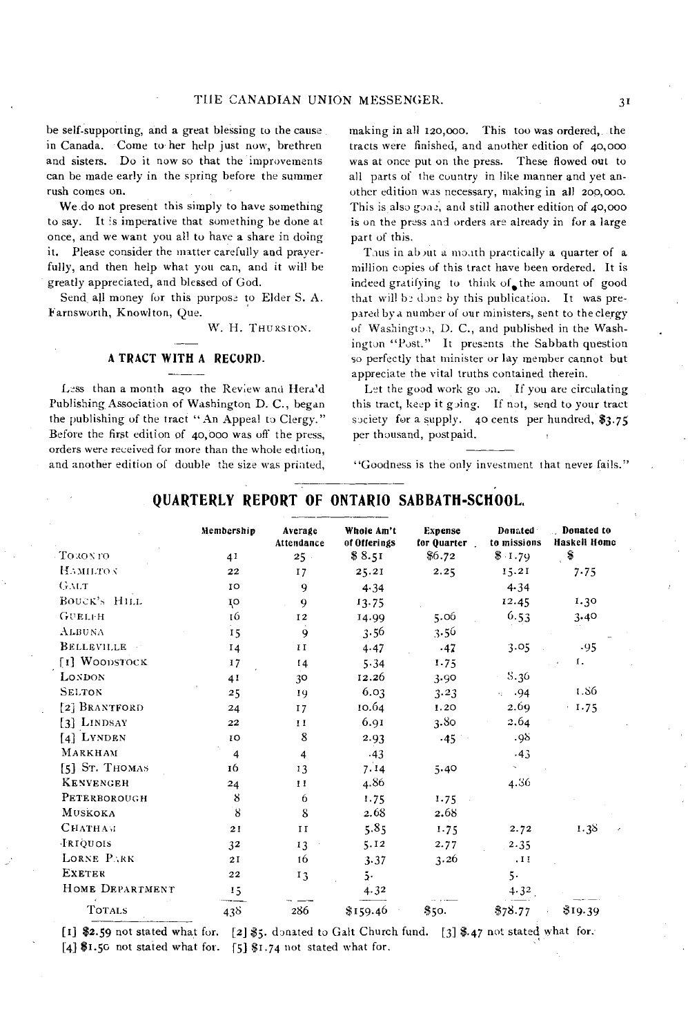be self-supporting, and a great blessing to the cause in Canada. Come to her help just now, brethren and sisters. Do it now so that the improvements can be made early in the spring before the summer rush comes on.

We do not present this simply to have something to say. It is imperative that something be done at once, and we want you all to have a share in doing it. Please consider the matter carefully and prayerfully, and then help what you can, and it will be greatly appreciated, and blessed of God.

Send all money for this purpose to Elder S. A. Farnsworth, Knowlton, Que.

W. H. THURSTON.

## A TRACT WITH A RECORD.

Less than a month ago the Review and Herald Publishing Association of Washington D. C., began the publishing of the tract "An Appeal to Clergy." Before the first edition of 40,000 was off the press, orders were received for more than the whole edition, and another edition of double the size was printed, making in all 120,000. This too was ordered, the tracts were finished, and another edition of 40,000 was at once put on the press. These flowed out to all parts of the country in like manner and yet another edition was necessary, making in all 200,000. This is also gone, and still another edition of 40,000 is on the press and orders are already in for a large part of this.

Thus in about a month practically a quarter of a million copies of this tract have been ordered. It is indeed gratifying to think of the amount of good that will be done by this publication. It was prepared by a number of our ministers, sent to the clergy of Washington, D. C., and published in the Washington "Post." It presents the Sabbath question so perfectly that minister or lay member cannot but appreciate the vital truths contained therein.

Let the good work go on. If you are circulating this tract, keep it going. If not, send to your tract society for a supply. 40 cents per hundred, $3.75 per thousand, postpaid.

"Goodness is the only investment that never fails."

## QUARTERLY REPORT OF ONTARIO SABBATH-SCHOOL.

| | Membership | Average Attendance | Whole Am't of Offerings | Expense for Quarter | Donated to missions | Donated to Haskell Home |
|---|---|---|---|---|---|---|
| TORONTO | 41 | 25 | $8.51 | $6.72 | $1.79 | $ |
| HAMILTON | 22 | 17 | 25.21 | 2.25 | 15.21 | 7.75 |
| GALT | 10 | 9 | 4.34 | | 4.34 | |
| BOUCK'S HILL | 10 | 9 | 13.75 | | 12.45 | 1.30 |
| GUELPH | 16 | 12 | 14.99 | 5.06 | 6.53 | 3.40 |
| ALBUNA | 15 | 9 | 3.56 | 3.56 | | |
| BELLEVILLE | 14 | 11 | 4.47 | .47 | 3.05 | .95 |
| [1] WOODSTOCK | 17 | 14 | 5.34 | 1.75 | | 1. |
| LONDON | 41 | 30 | 12.26 | 3.90 | 8.36 | |
| SELTON | 25 | 19 | 6.03 | 3.23 | .94 | 1.86 |
| [2] BRANTFORD | 24 | 17 | 10.64 | 1.20 | 2.69 | 1.75 |
| [3] LINDSAY | 22 | 11 | 6.91 | 3.80 | 2.64 | |
| [4] LYNDEN | 10 | 8 | 2.93 | .45 | .98 | |
| MARKHAM | 4 | 4 | .43 | | .43 | |
| [5] ST. THOMAS | 16 | 13 | 7.14 | 5.40 | | |
| KENVENGEH | 24 | 11 | 4.86 | | 4.86 | |
| PETERBOROUGH | 8 | 6 | 1.75 | 1.75 | | |
| MUSKOKA | 8 | 8 | 2.68 | 2.68 | | |
| CHATHAM | 21 | 11 | 5.85 | 1.75 | 2.72 | 1.38 |
| IRIQUOIS | 32 | 13 | 5.12 | 2.77 | 2.35 | |
| LORNE PARK | 21 | 16 | 3.37 | 3.26 | .11 | |
| EXETER | 22 | 13 | 5. | | 5. | |
| HOME DEPARTMENT | 15 | | 4.32 | | 4.32 | |
| TOTALS | 438 | 286 | $159.46 | $50. | $78.77 | $19.39 |

[1] $2.59 not stated what for. [2] $5. donated to Galt Church fund. [3] $.47 not stated what for. [4] $1.50 not stated what for. [5] $1.74 not stated what for.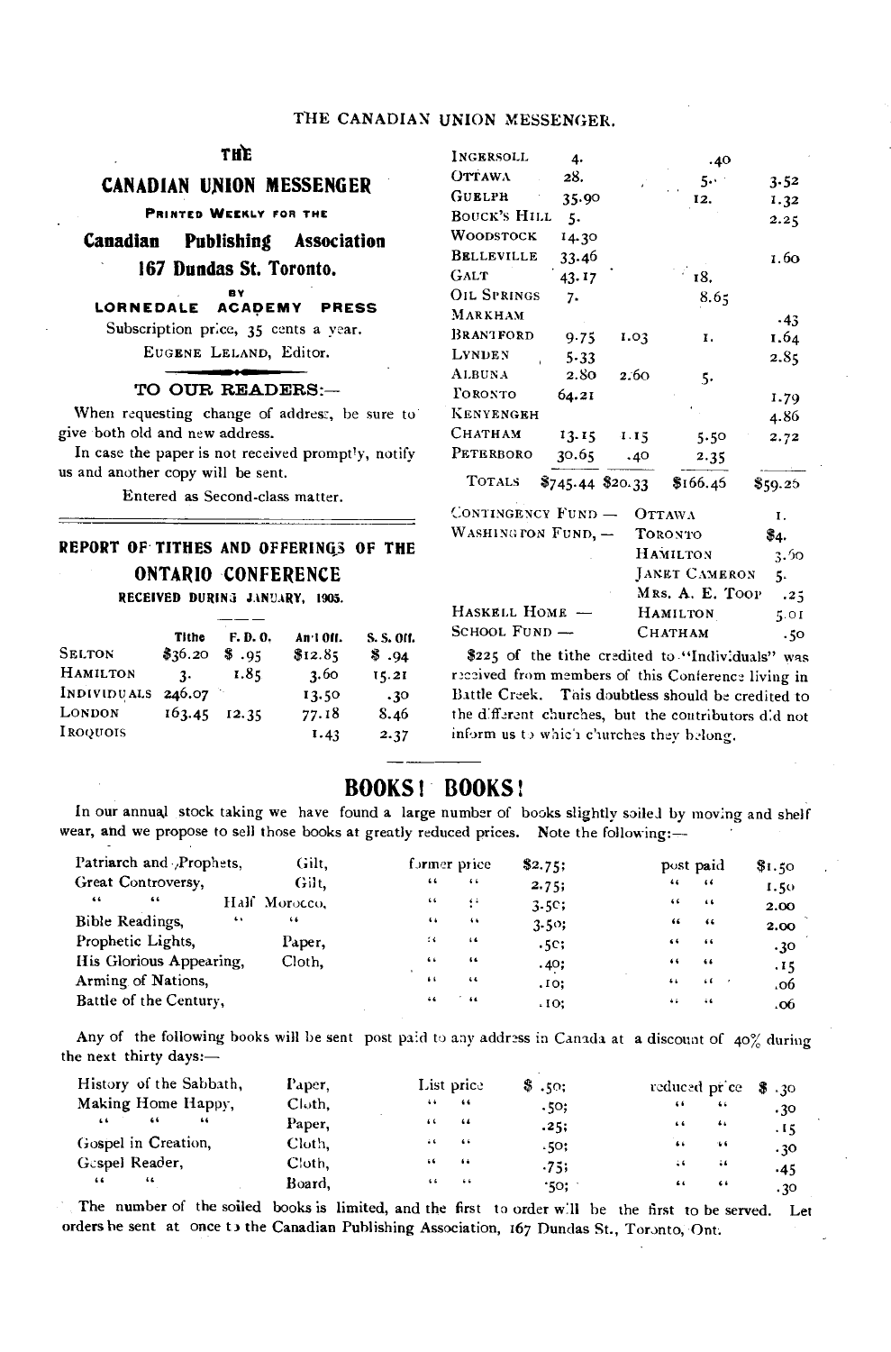# THE CANADIAN UNION MESSENGER

**PRINTED WEEKLY FOR THE**

## Canadian Publishing Association

### 167 Dundas St. Toronto.

BY

**LORNEDALE ACADEMY PRESS**

Subscription price, 35 cents a year.

EUGENE LELAND, Editor.

---

**TO OUR READERS:—**

When requesting change of address, be sure to give both old and new address.

In case the paper is not received promptly, notify us and another copy will be sent.

Entered as Second-class matter.

---

## REPORT OF TITHES AND OFFERINGS OF THE ONTARIO CONFERENCE

**RECEIVED DURING JANUARY, 1905.**

| | Tithe | F. D. O. | An'l Off. | S. S. Off. |
|---|---|---|---|---|
| SELTON | $36.20 | $ .95 | $12.85 | $ .94 |
| HAMILTON | 3. | 1.85 | 3.60 | 15.21 |
| INDIVIDUALS | 246.07 | | 13.50 | .30 |
| LONDON | 163.45 | 12.35 | 77.18 | 8.46 |
| IROQUOIS | | | 1.43 | 2.37 |
| INGERSOLL | 4. | | .40 | |
| OTTAWA | 28. | | 5. | 3.52 |
| GUELPH | 35.90 | | 12. | 1.32 |
| BOUCK'S HILL | 5. | | | 2.25 |
| WOODSTOCK | 14.30 | | | |
| BELLEVILLE | 33.46 | | | 1.60 |
| GALT | 43.17 | | 18. | |
| OIL SPRINGS | 7. | | 8.65 | |
| MARKHAM | | | | .43 |
| BRANTFORD | 9.75 | 1.03 | 1. | 1.64 |
| LYNDEN | 5.33 | | | 2.85 |
| ALBUNA | 2.80 | 2.60 | 5. | |
| TORONTO | 64.21 | | | 1.79 |
| KENYENGEH | | | | 4.86 |
| CHATHAM | 13.15 | 1.15 | 5.50 | 2.72 |
| PETERBORO | 30.65 | .40 | 2.35 | |
| TOTALS | $745.44 | $20.33 | $166.46 | $59.25 |

| | | |
|---|---|---|
| CONTINGENCY FUND — | OTTAWA | 1. |
| WASHINGTON FUND, — | TORONTO | $4. |
| | HAMILTON | 3.60 |
| | JANET CAMERON | 5. |
| | MRS. A. E. TOOP | .25 |
| HASKELL HOME — | HAMILTON | 5.01 |
| SCHOOL FUND — | CHATHAM | .50 |

$225 of the tithe credited to "Individuals" was received from members of this Conference living in Battle Creek. This doubtless should be credited to the different churches, but the contributors did not inform us to which churches they belong.

---

## BOOKS! BOOKS!

In our annual stock taking we have found a large number of books slightly soiled by moving and shelf wear, and we propose to sell those books at greatly reduced prices. Note the following:—

| | | | |
|---|---|---|---|
| Patriarch and Prophets, | Gilt, | former price $2.75; | post paid $1.50 |
| Great Controversy, | Gilt, | " " 2.75; | " " 1.50 |
| " " | Half Morocco, | " " 3.50; | " " 2.00 |
| Bible Readings, | " " | " " 3.50; | " " 2.00 |
| Prophetic Lights, | Paper, | " " .50; | " " .30 |
| His Glorious Appearing, | Cloth, | " " .40; | " " .15 |
| Arming of Nations, | " | " " .10; | " " .06 |
| Battle of the Century, | | " " .10; | " " .06 |

Any of the following books will be sent post paid to any address in Canada at a discount of 40% during the next thirty days:—

| | | | |
|---|---|---|---|
| History of the Sabbath, | Paper, | List price $ .50; | reduced price $ .30 |
| Making Home Happy, | Cloth, | " " .50; | " " .30 |
| " " " | Paper, | " " .25; | " " .15 |
| Gospel in Creation, | Cloth, | " " .50; | " " .30 |
| Gospel Reader, | Cloth, | " " .75; | " " .45 |
| " " | Board, | " " .50; | " " .30 |

The number of the soiled books is limited, and the first to order will be the first to be served. Let orders be sent at once to the Canadian Publishing Association, 167 Dundas St., Toronto, Ont.